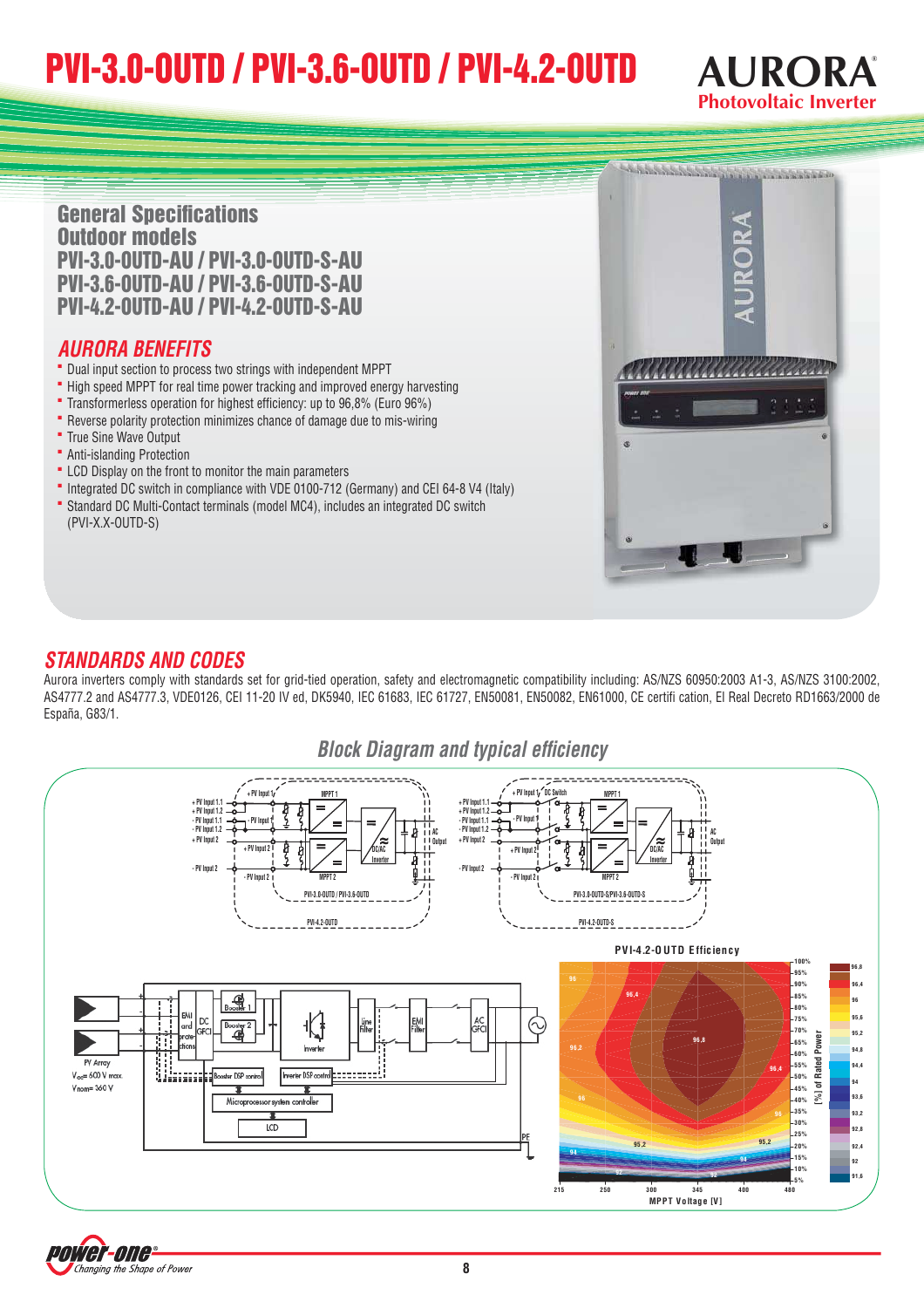# PVI-3.0-OUTD / PVI-3.6-OUTD / PVI-4.2-OUTD

**AURORA**
Photovoltaic Inverter

## General Specifications
## Outdoor models
## PVI-3.0-OUTD-AU / PVI-3.0-OUTD-S-AU
## PVI-3.6-OUTD-AU / PVI-3.6-OUTD-S-AU
## PVI-4.2-OUTD-AU / PVI-4.2-OUTD-S-AU

### AURORA BENEFITS

- Dual input section to process two strings with independent MPPT
- High speed MPPT for real time power tracking and improved energy harvesting
- Transformerless operation for highest efficiency: up to 96,8% (Euro 96%)
- Reverse polarity protection minimizes chance of damage due to mis-wiring
- True Sine Wave Output
- Anti-islanding Protection
- LCD Display on the front to monitor the main parameters
- Integrated DC switch in compliance with VDE 0100-712 (Germany) and CEI 64-8 V4 (Italy)
- Standard DC Multi-Contact terminals (model MC4), includes an integrated DC switch (PVI-X.X-OUTD-S)

### STANDARDS AND CODES

Aurora inverters comply with standards set for grid-tied operation, safety and electromagnetic compatibility including: AS/NZS 60950:2003 A1-3, AS/NZS 3100:2002, AS4777.2 and AS4777.3, VDE0126, CEI 11-20 IV ed, DK5940, IEC 61683, IEC 61727, EN50081, EN50082, EN61000, CE certifi cation, El Real Decreto RD1663/2000 de España, G83/1.

### Block Diagram and typical efficiency

PVI-4.2-OUTD Efficiency

PV Array
$V_{oc}$= 600 V max.
$V_{nom}$= 360 V

MPPT Voltage [V]

[%] of Rated Power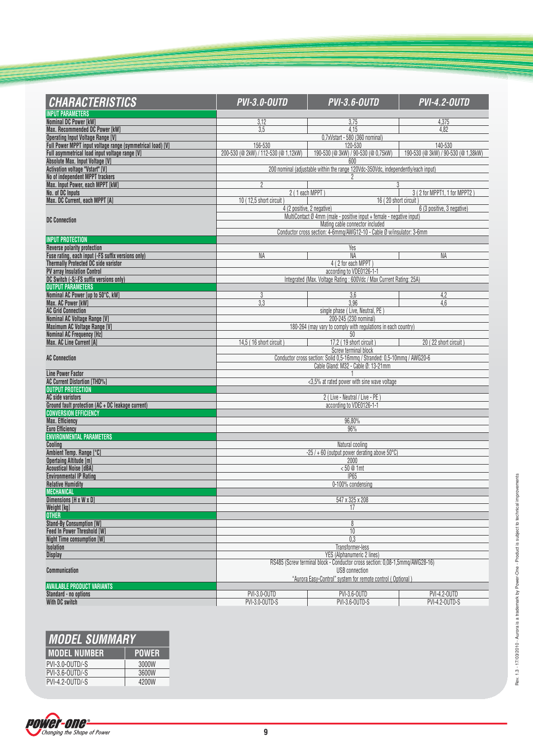| CHARACTERISTICS | PVI-3.0-OUTD | PVI-3.6-OUTD | PVI-4.2-OUTD |
|---|---|---|---|
| **INPUT PARAMETERS** | | | |
| Nominal DC Power [kW] | 3,12 | 3,75 | 4,375 |
| Max. Recommended DC Power [kW] | 3,5 | 4,15 | 4,82 |
| Operating Input Voltage Range [V] | 0,7xVstart - 580 (360 nominal) | | |
| Full Power MPPT input voltage range (symmetrical load) [V] | 156-530 | 120-530 | 140-530 |
| Full asymmetrical load input voltage range [V] | 200-530 (@ 2kW) / 112-530 (@ 1,12kW) | 190-530 (@ 3kW) / 90-530 (@ 0,75kW) | 190-530 (@ 3kW) / 90-530 (@ 1,38kW) |
| Absolute Max. Input Voltage [V] | 600 | | |
| Activation voltage "Vstart" [V] | 200 nominal (adjustable within the range 120Vdc-350Vdc, independently/each input) | | |
| No of independent MPPT trackers | 2 | | |
| Max. Input Power, each MPPT [kW] | 2 | 3 | |
| No. of DC Inputs | 2 ( 1 each MPPT ) | | 3 ( 2 for MPPT1, 1 for MPPT2 ) |
| Max. DC Current, each MPPT [A] | 10 ( 12,5 short circuit ) | 16 ( 20 short circuit ) | |
| DC Connection | 4 (2 positive, 2 negative) | | 6 (3 positive, 3 negative) |
| | MultiContact Ø 4mm (male - positive input + female - negative input) | | |
| | Mating cable connector included | | |
| | Conductor cross section: 4-6mmq/AWG12-10 - Cable Ø w/insulator: 3-6mm | | |
| **INPUT PROTECTION** | | | |
| Reverse polarity protection | Yes | | |
| Fuse rating, each input (-FS suffix versions only) | NA | NA | NA |
| Thermally Protected DC side varistor | 4 ( 2 for each MPPT ) | | |
| PV array Insulation Control | according to VDE0126-1-1 | | |
| DC Switch (-S/-FS suffix versions only) | Integrated (Max. Voltage Rating : 600Vdc / Max Current Rating: 25A) | | |
| **OUTPUT PARAMETERS** | | | |
| Nominal AC Power [up to 50°C, kW] | 3 | 3,6 | 4,2 |
| Max. AC Power [kW] | 3,3 | 3,96 | 4,6 |
| AC Grid Connection | single phase ( Live, Neutral, PE ) | | |
| Nominal AC Voltage Range [V] | 200-245 (230 nominal) | | |
| Maximum AC Voltage Range [V] | 180-264 (may vary to comply with regulations in each country) | | |
| Nominal AC Frequency [Hz] | 50 | | |
| Max. AC Line Current [A] | 14,5 ( 16 short circuit ) | 17,2 ( 19 short circuit ) | 20 ( 22 short circuit ) |
| AC Connection | Screw terminal block | | |
| | Conductor cross section: Solid 0,5-16mmq / Stranded: 0,5-10mmq / AWG20-6 | | |
| | Cable Gland: M32 - Cable Ø: 13-21mm | | |
| Line Power Factor | 1 | | |
| AC Current Distortion [THD%] | <3,5% at rated power with sine wave voltage | | |
| **OUTPUT PROTECTION** | | | |
| AC side varistors | 2 ( Live - Neutral / Live - PE ) | | |
| Ground fault protection (AC + DC leakage current) | according to VDE0126-1-1 | | |
| **CONVERSION EFFICIENCY** | | | |
| Max. Efficiency | 96,80% | | |
| Euro Efficiency | 96% | | |
| **ENVIRONMENTAL PARAMETERS** | | | |
| Cooling | Natural cooling | | |
| Ambient Temp. Range [°C] | -25 / + 60 (output power derating above 50°C) | | |
| Opertaing Altitude [m] | 2000 | | |
| Acoustical Noise [dBA] | < 50 @ 1mt | | |
| Environmental IP Rating | IP65 | | |
| Relative Humidity | 0-100% condensing | | |
| **MECHANICAL** | | | |
| Dimensions [H x W x D] | 547 x 325 x 208 | | |
| Weight [kg] | 17 | | |
| **OTHER** | | | |
| Stand-By Consumption [W] | 8 | | |
| Feed In Power Threshold [W] | 10 | | |
| Night Time consumption [W] | 0,3 | | |
| Isolation | Transformer-less | | |
| Display | YES (Alphanumeric 2 lines) | | |
| Communication | RS485 (Screw terminal block - Conductor cross section: 0,08-1,5mmq/AWG28-16) | | |
| | USB connection | | |
| | "Aurora Easy-Control" system for remote control ( Optional ) | | |
| **AVAILABLE PRODUCT VARIANTS** | | | |
| Standard - no options | PVI-3.0-OUTD | PVI-3.6-OUTD | PVI-4.2-OUTD |
| With DC switch | PVI-3.0-OUTD-S | PVI-3.6-OUTD-S | PVI-4.2-OUTD-S |

## MODEL SUMMARY

| MODEL NUMBER | POWER |
|---|---|
| PVI-3.0-OUTD/-S | 3000W |
| PVI-3.6-OUTD/-S | 3600W |
| PVI-4.2-OUTD/-S | 4200W |

Rev. 1.3 - 17/03/2010 - Aurora is a trademark by Power-One - Product is subject to technical improvements

power-one® Changing the Shape of Power